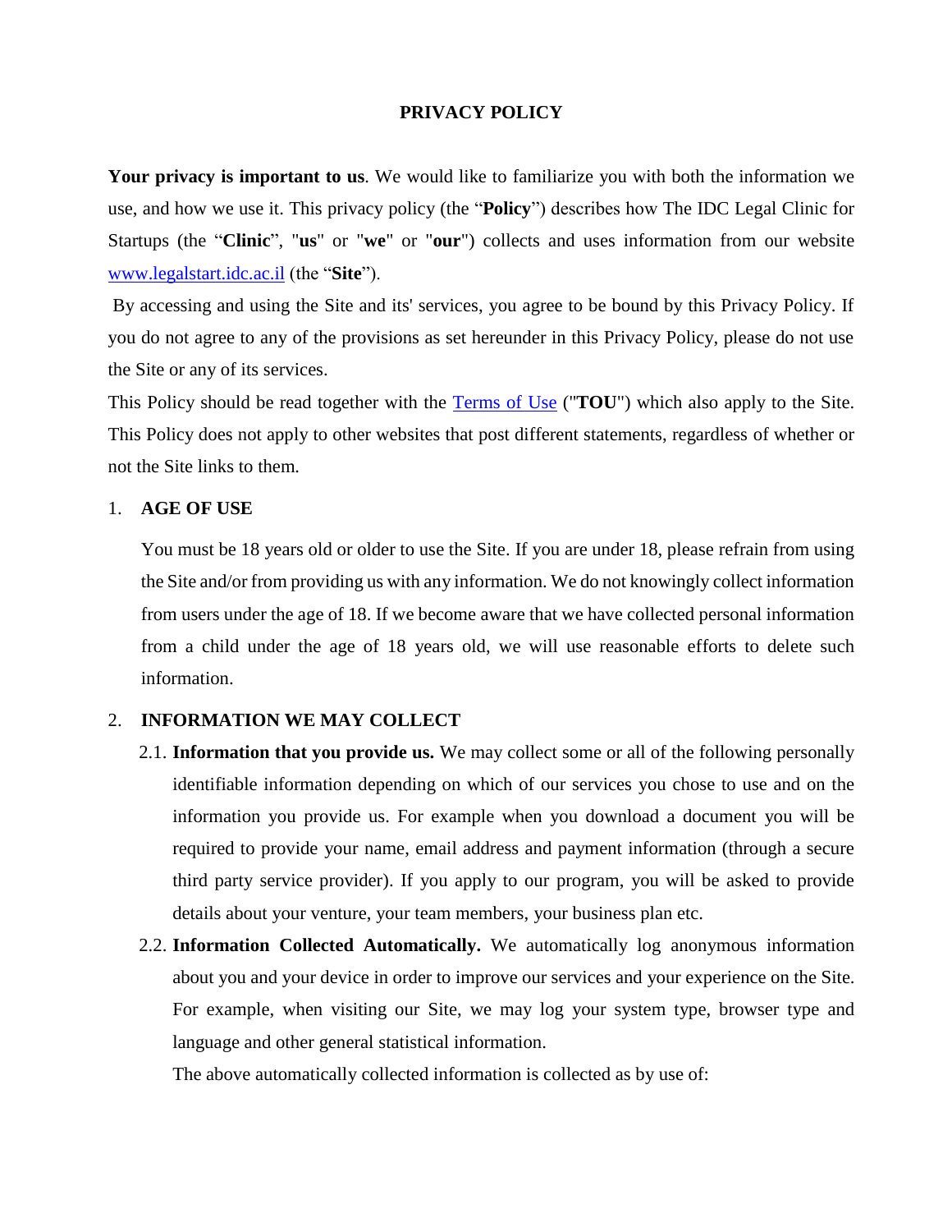# PRIVACY POLICY

**Your privacy is important to us**. We would like to familiarize you with both the information we use, and how we use it. This privacy policy (the "**Policy**") describes how The IDC Legal Clinic for Startups (the "**Clinic**", "**us**" or "**we**" or "**our**") collects and uses information from our website [www.legalstart.idc.ac.il](http://www.legalstart.idc.ac.il) (the "**Site**").

By accessing and using the Site and its' services, you agree to be bound by this Privacy Policy. If you do not agree to any of the provisions as set hereunder in this Privacy Policy, please do not use the Site or any of its services.

This Policy should be read together with the [Terms of Use](#) ("**TOU**") which also apply to the Site. This Policy does not apply to other websites that post different statements, regardless of whether or not the Site links to them.

1. **AGE OF USE**

   You must be 18 years old or older to use the Site. If you are under 18, please refrain from using the Site and/or from providing us with any information. We do not knowingly collect information from users under the age of 18. If we become aware that we have collected personal information from a child under the age of 18 years old, we will use reasonable efforts to delete such information.

2. **INFORMATION WE MAY COLLECT**

   2.1. **Information that you provide us.** We may collect some or all of the following personally identifiable information depending on which of our services you chose to use and on the information you provide us. For example when you download a document you will be required to provide your name, email address and payment information (through a secure third party service provider). If you apply to our program, you will be asked to provide details about your venture, your team members, your business plan etc.

   2.2. **Information Collected Automatically.** We automatically log anonymous information about you and your device in order to improve our services and your experience on the Site. For example, when visiting our Site, we may log your system type, browser type and language and other general statistical information.

   The above automatically collected information is collected as by use of: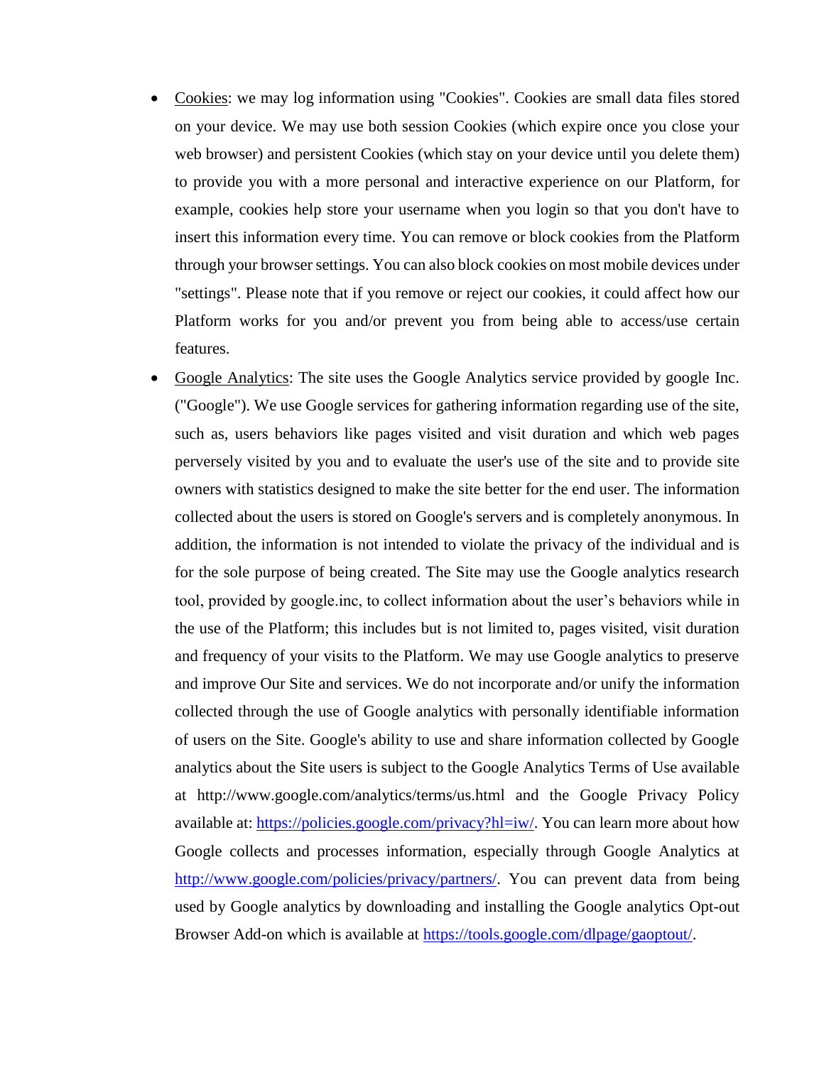- Cookies: we may log information using "Cookies". Cookies are small data files stored on your device. We may use both session Cookies (which expire once you close your web browser) and persistent Cookies (which stay on your device until you delete them) to provide you with a more personal and interactive experience on our Platform, for example, cookies help store your username when you login so that you don't have to insert this information every time. You can remove or block cookies from the Platform through your browser settings. You can also block cookies on most mobile devices under "settings". Please note that if you remove or reject our cookies, it could affect how our Platform works for you and/or prevent you from being able to access/use certain features.
- Google Analytics: The site uses the Google Analytics service provided by google Inc. ("Google"). We use Google services for gathering information regarding use of the site, such as, users behaviors like pages visited and visit duration and which web pages perversely visited by you and to evaluate the user's use of the site and to provide site owners with statistics designed to make the site better for the end user. The information collected about the users is stored on Google's servers and is completely anonymous. In addition, the information is not intended to violate the privacy of the individual and is for the sole purpose of being created. The Site may use the Google analytics research tool, provided by google.inc, to collect information about the user's behaviors while in the use of the Platform; this includes but is not limited to, pages visited, visit duration and frequency of your visits to the Platform. We may use Google analytics to preserve and improve Our Site and services. We do not incorporate and/or unify the information collected through the use of Google analytics with personally identifiable information of users on the Site. Google's ability to use and share information collected by Google analytics about the Site users is subject to the Google Analytics Terms of Use available at http://www.google.com/analytics/terms/us.html and the Google Privacy Policy available at: [https://policies.google.com/privacy?hl=iw/](https://policies.google.com/privacy?hl=iw/). You can learn more about how Google collects and processes information, especially through Google Analytics at [http://www.google.com/policies/privacy/partners/](http://www.google.com/policies/privacy/partners/). You can prevent data from being used by Google analytics by downloading and installing the Google analytics Opt-out Browser Add-on which is available at [https://tools.google.com/dlpage/gaoptout/](https://tools.google.com/dlpage/gaoptout/).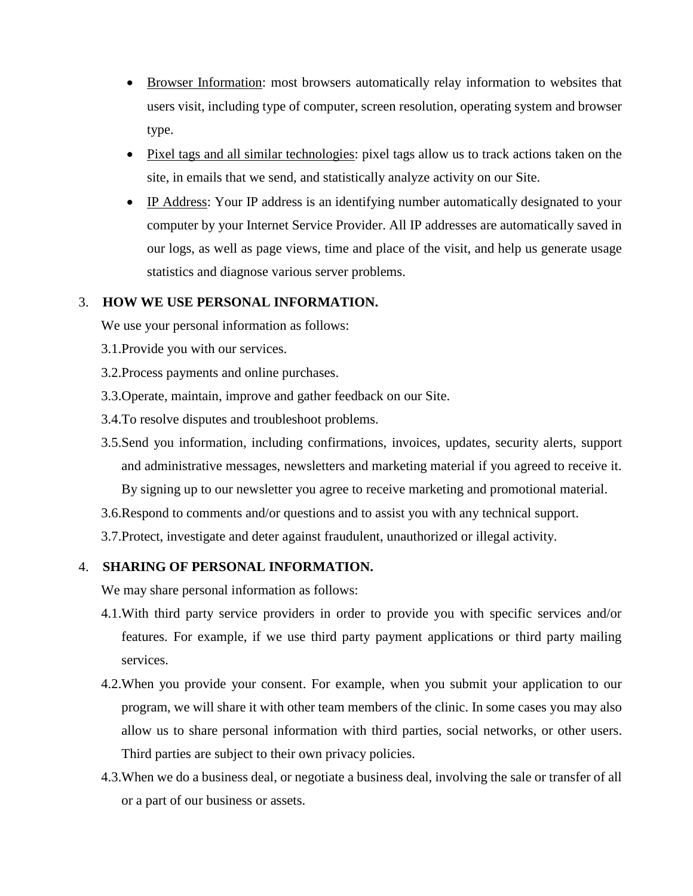- Browser Information: most browsers automatically relay information to websites that users visit, including type of computer, screen resolution, operating system and browser type.
- Pixel tags and all similar technologies: pixel tags allow us to track actions taken on the site, in emails that we send, and statistically analyze activity on our Site.
- IP Address: Your IP address is an identifying number automatically designated to your computer by your Internet Service Provider. All IP addresses are automatically saved in our logs, as well as page views, time and place of the visit, and help us generate usage statistics and diagnose various server problems.

3. **HOW WE USE PERSONAL INFORMATION.**

We use your personal information as follows:

3.1. Provide you with our services.

3.2. Process payments and online purchases.

3.3. Operate, maintain, improve and gather feedback on our Site.

3.4. To resolve disputes and troubleshoot problems.

3.5. Send you information, including confirmations, invoices, updates, security alerts, support and administrative messages, newsletters and marketing material if you agreed to receive it. By signing up to our newsletter you agree to receive marketing and promotional material.

3.6. Respond to comments and/or questions and to assist you with any technical support.

3.7. Protect, investigate and deter against fraudulent, unauthorized or illegal activity.

4. **SHARING OF PERSONAL INFORMATION.**

We may share personal information as follows:

4.1. With third party service providers in order to provide you with specific services and/or features. For example, if we use third party payment applications or third party mailing services.

4.2. When you provide your consent. For example, when you submit your application to our program, we will share it with other team members of the clinic. In some cases you may also allow us to share personal information with third parties, social networks, or other users. Third parties are subject to their own privacy policies.

4.3. When we do a business deal, or negotiate a business deal, involving the sale or transfer of all or a part of our business or assets.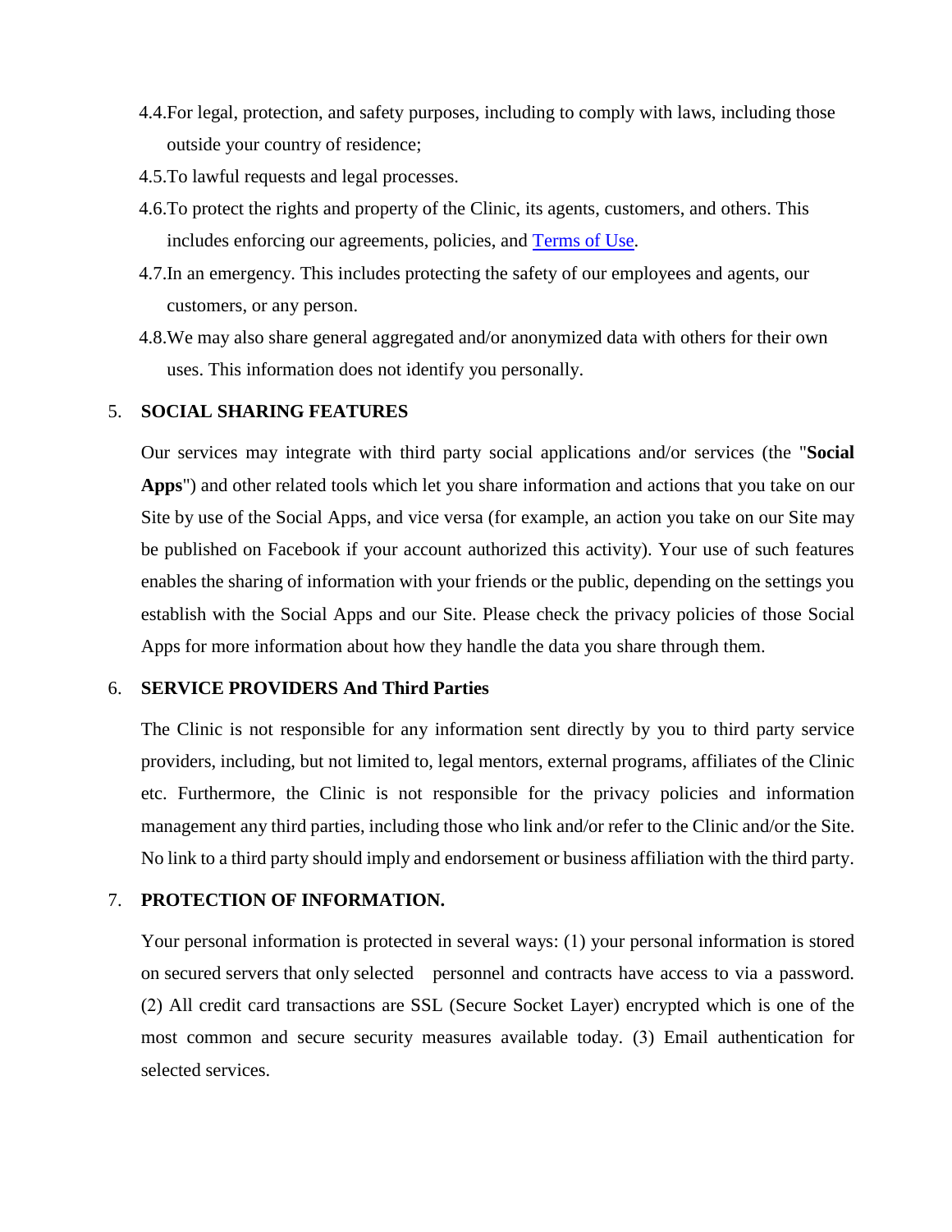4.4. For legal, protection, and safety purposes, including to comply with laws, including those outside your country of residence;

4.5. To lawful requests and legal processes.

4.6. To protect the rights and property of the Clinic, its agents, customers, and others. This includes enforcing our agreements, policies, and [Terms of Use](#).

4.7. In an emergency. This includes protecting the safety of our employees and agents, our customers, or any person.

4.8. We may also share general aggregated and/or anonymized data with others for their own uses. This information does not identify you personally.

## 5. SOCIAL SHARING FEATURES

Our services may integrate with third party social applications and/or services (the "**Social Apps**") and other related tools which let you share information and actions that you take on our Site by use of the Social Apps, and vice versa (for example, an action you take on our Site may be published on Facebook if your account authorized this activity). Your use of such features enables the sharing of information with your friends or the public, depending on the settings you establish with the Social Apps and our Site. Please check the privacy policies of those Social Apps for more information about how they handle the data you share through them.

## 6. SERVICE PROVIDERS And Third Parties

The Clinic is not responsible for any information sent directly by you to third party service providers, including, but not limited to, legal mentors, external programs, affiliates of the Clinic etc. Furthermore, the Clinic is not responsible for the privacy policies and information management any third parties, including those who link and/or refer to the Clinic and/or the Site. No link to a third party should imply and endorsement or business affiliation with the third party.

## 7. PROTECTION OF INFORMATION.

Your personal information is protected in several ways: (1) your personal information is stored on secured servers that only selected personnel and contracts have access to via a password. (2) All credit card transactions are SSL (Secure Socket Layer) encrypted which is one of the most common and secure security measures available today. (3) Email authentication for selected services.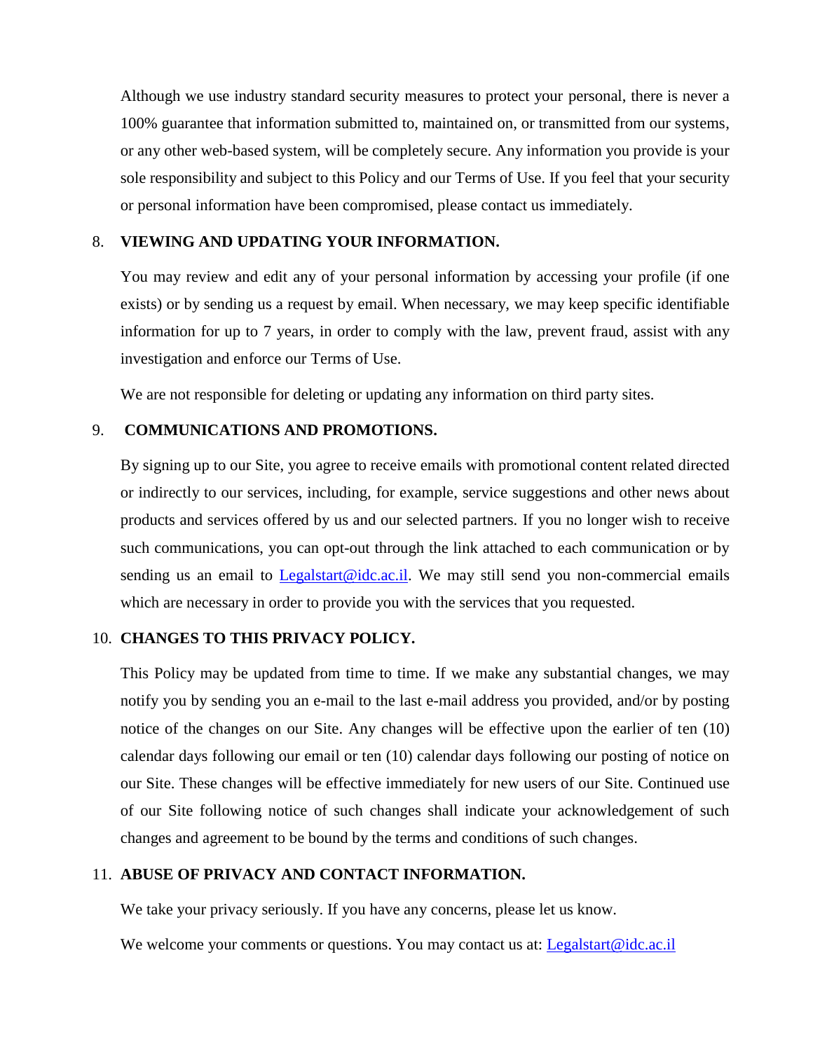Although we use industry standard security measures to protect your personal, there is never a 100% guarantee that information submitted to, maintained on, or transmitted from our systems, or any other web-based system, will be completely secure. Any information you provide is your sole responsibility and subject to this Policy and our Terms of Use. If you feel that your security or personal information have been compromised, please contact us immediately.

8. **VIEWING AND UPDATING YOUR INFORMATION.**

You may review and edit any of your personal information by accessing your profile (if one exists) or by sending us a request by email. When necessary, we may keep specific identifiable information for up to 7 years, in order to comply with the law, prevent fraud, assist with any investigation and enforce our Terms of Use.

We are not responsible for deleting or updating any information on third party sites.

9. **COMMUNICATIONS AND PROMOTIONS.**

By signing up to our Site, you agree to receive emails with promotional content related directed or indirectly to our services, including, for example, service suggestions and other news about products and services offered by us and our selected partners. If you no longer wish to receive such communications, you can opt-out through the link attached to each communication or by sending us an email to [Legalstart@idc.ac.il](mailto:Legalstart@idc.ac.il). We may still send you non-commercial emails which are necessary in order to provide you with the services that you requested.

10. **CHANGES TO THIS PRIVACY POLICY.**

This Policy may be updated from time to time. If we make any substantial changes, we may notify you by sending you an e-mail to the last e-mail address you provided, and/or by posting notice of the changes on our Site. Any changes will be effective upon the earlier of ten (10) calendar days following our email or ten (10) calendar days following our posting of notice on our Site. These changes will be effective immediately for new users of our Site. Continued use of our Site following notice of such changes shall indicate your acknowledgement of such changes and agreement to be bound by the terms and conditions of such changes.

11. **ABUSE OF PRIVACY AND CONTACT INFORMATION.**

We take your privacy seriously. If you have any concerns, please let us know.

We welcome your comments or questions. You may contact us at: [Legalstart@idc.ac.il](mailto:Legalstart@idc.ac.il)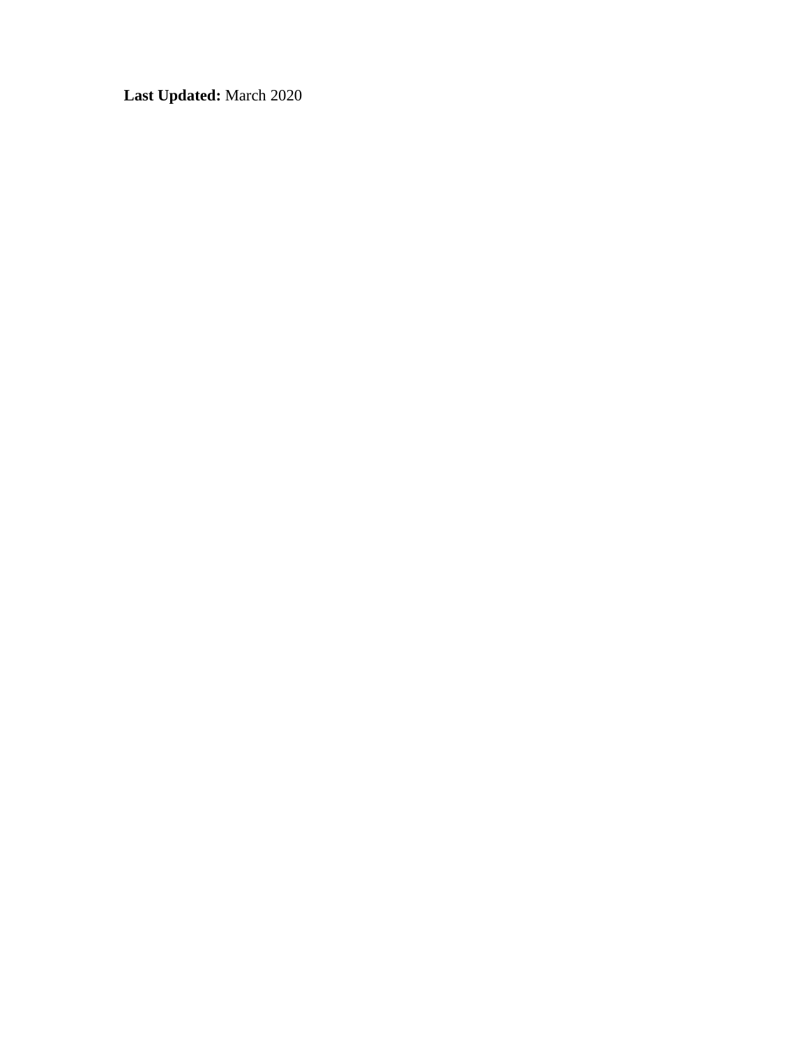**Last Updated:** March 2020